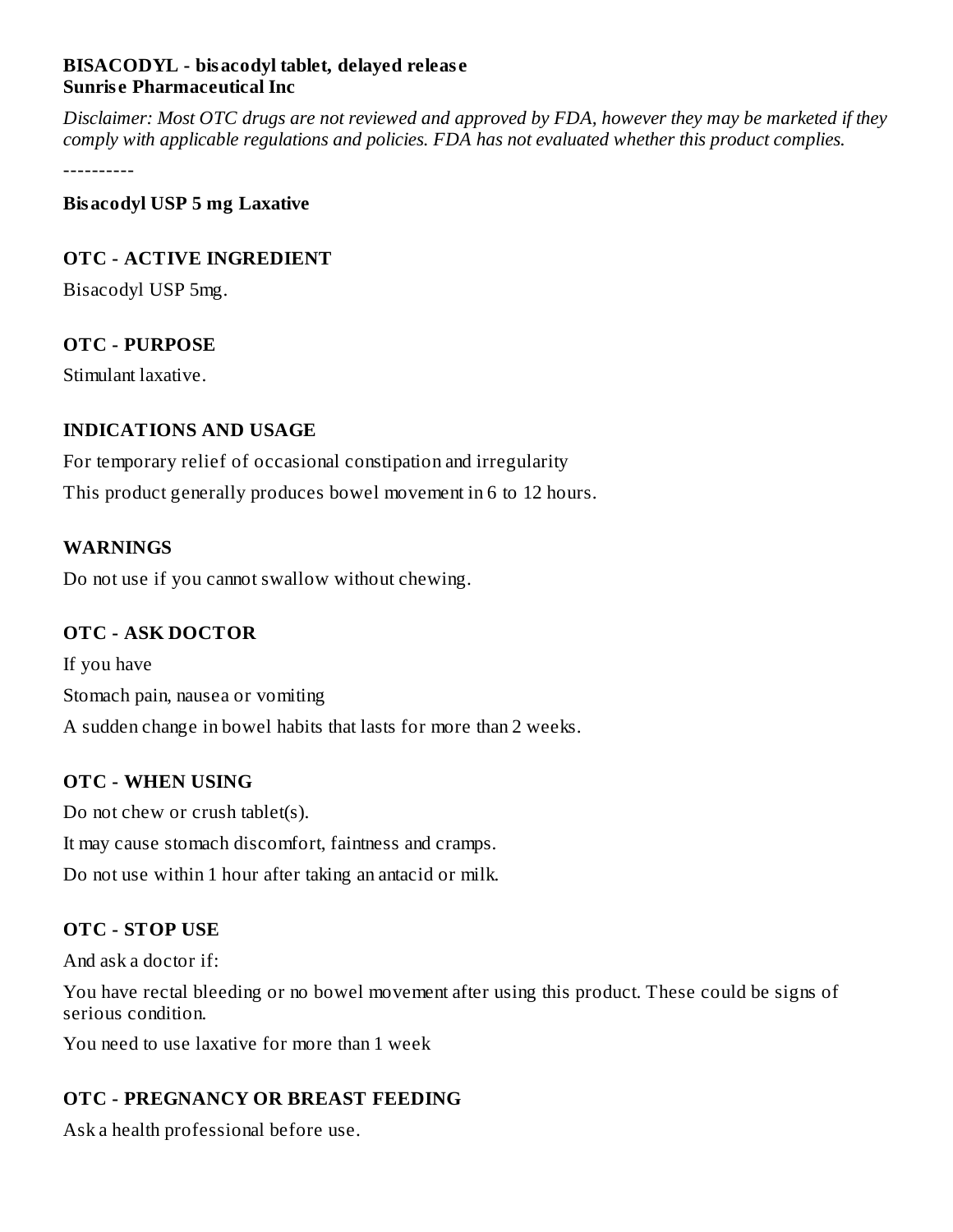**BISACODYL - bisacodyl tablet, delayed release**
**Sunrise Pharmaceutical Inc**

*Disclaimer: Most OTC drugs are not reviewed and approved by FDA, however they may be marketed if they comply with applicable regulations and policies. FDA has not evaluated whether this product complies.*

----------

**Bisacodyl USP 5 mg Laxative**

## OTC - ACTIVE INGREDIENT

Bisacodyl USP 5mg.

## OTC - PURPOSE

Stimulant laxative.

## INDICATIONS AND USAGE

For temporary relief of occasional constipation and irregularity

This product generally produces bowel movement in 6 to 12 hours.

## WARNINGS

Do not use if you cannot swallow without chewing.

## OTC - ASK DOCTOR

If you have

Stomach pain, nausea or vomiting

A sudden change in bowel habits that lasts for more than 2 weeks.

## OTC - WHEN USING

Do not chew or crush tablet(s).

It may cause stomach discomfort, faintness and cramps.

Do not use within 1 hour after taking an antacid or milk.

## OTC - STOP USE

And ask a doctor if:

You have rectal bleeding or no bowel movement after using this product. These could be signs of serious condition.

You need to use laxative for more than 1 week

## OTC - PREGNANCY OR BREAST FEEDING

Ask a health professional before use.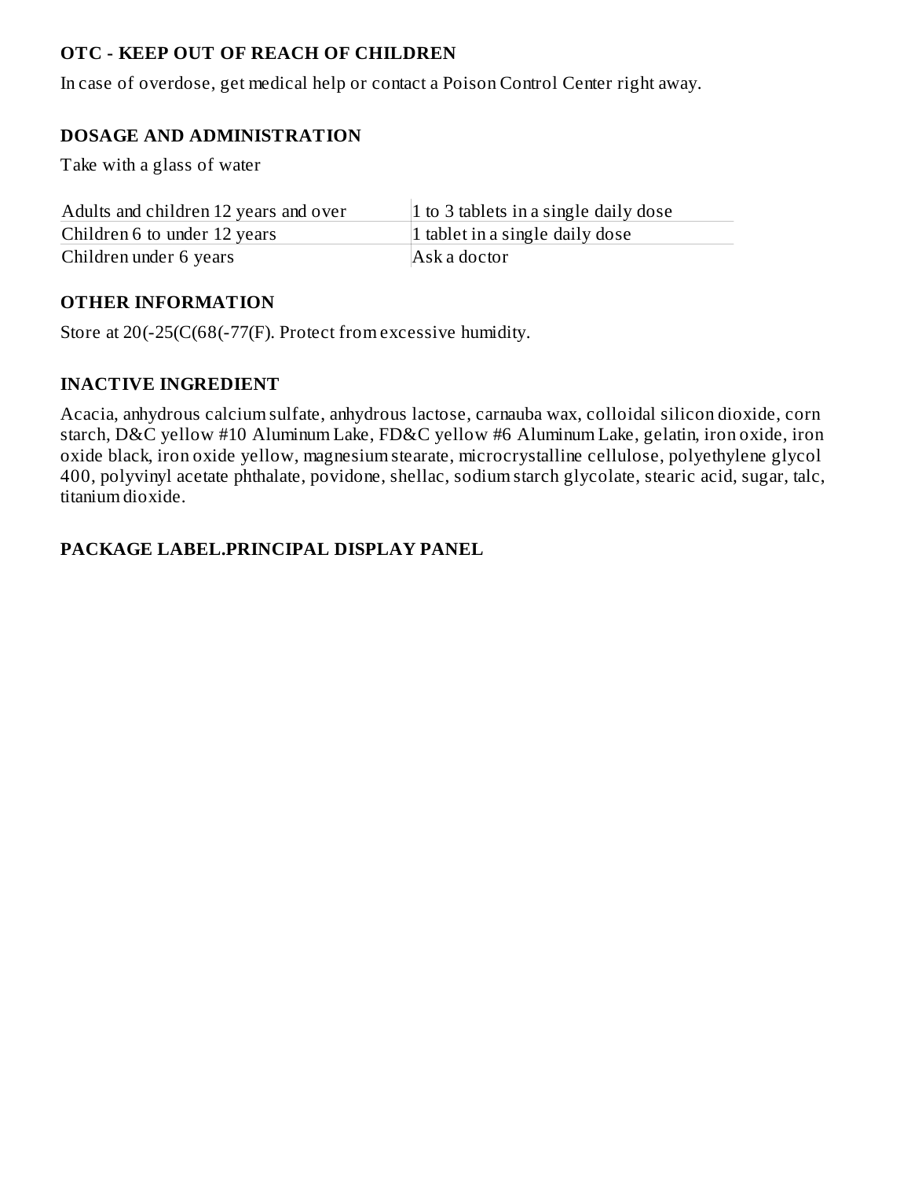## OTC - KEEP OUT OF REACH OF CHILDREN

In case of overdose, get medical help or contact a Poison Control Center right away.

## DOSAGE AND ADMINISTRATION

Take with a glass of water

| | |
|---|---|
| Adults and children 12 years and over | 1 to 3 tablets in a single daily dose |
| Children 6 to under 12 years | 1 tablet in a single daily dose |
| Children under 6 years | Ask a doctor |

## OTHER INFORMATION

Store at 20(-25(C(68(-77(F). Protect from excessive humidity.

## INACTIVE INGREDIENT

Acacia, anhydrous calcium sulfate, anhydrous lactose, carnauba wax, colloidal silicon dioxide, corn starch, D&C yellow #10 Aluminum Lake, FD&C yellow #6 Aluminum Lake, gelatin, iron oxide, iron oxide black, iron oxide yellow, magnesium stearate, microcrystalline cellulose, polyethylene glycol 400, polyvinyl acetate phthalate, povidone, shellac, sodium starch glycolate, stearic acid, sugar, talc, titanium dioxide.

## PACKAGE LABEL.PRINCIPAL DISPLAY PANEL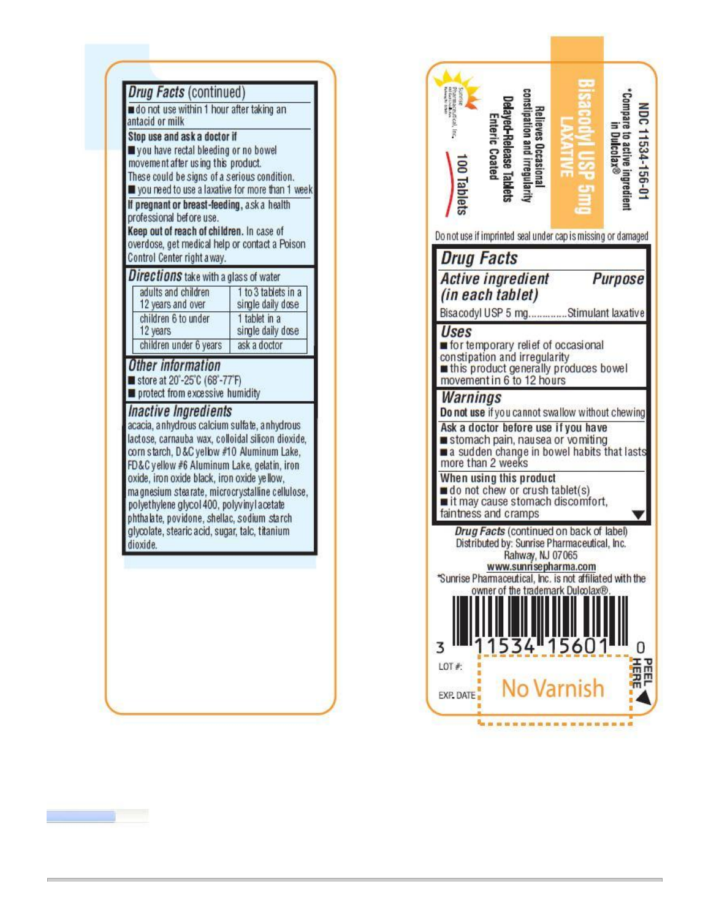## Drug Facts (continued)

- do not use within 1 hour after taking an antacid or milk

**Stop use and ask a doctor if**

- you have rectal bleeding or no bowel movement after using this product. These could be signs of a serious condition.
- you need to use a laxative for more than 1 week

**If pregnant or breast-feeding,** ask a health professional before use.

**Keep out of reach of children.** In case of overdose, get medical help or contact a Poison Control Center right away.

### Directions take with a glass of water

| | |
|---|---|
| adults and children 12 years and over | 1 to 3 tablets in a single daily dose |
| children 6 to under 12 years | 1 tablet in a single daily dose |
| children under 6 years | ask a doctor |

### Other information

- store at 20°-25°C (68°-77°F)
- protect from excessive humidity

### Inactive Ingredients

acacia, anhydrous calcium sulfate, anhydrous lactose, carnauba wax, colloidal silicon dioxide, corn starch, D&C yellow #10 Aluminum Lake, FD&C yellow #6 Aluminum Lake, gelatin, iron oxide, iron oxide black, iron oxide yellow, magnesium stearate, microcrystalline cellulose, polyethylene glycol 400, polyvinyl acetate phthalate, povidone, shellac, sodium starch glycolate, stearic acid, sugar, talc, titanium dioxide.

---

NDC 11534-156-01

*Compare to active ingredient in Dulcolax®

**Bisacodyl USP 5mg**

**LAXATIVE**

Relieves Occasional constipation and irregularity

**Delayed-Release Tablets**

**Enteric Coated**

Sunrise Pharmaceutical, Inc.

100 Tablets

Do not use if imprinted seal under cap is missing or damaged

## Drug Facts

| Active ingredient (in each tablet) | Purpose |
|---|---|
| Bisacodyl USP 5 mg | Stimulant laxative |

### Uses

- for temporary relief of occasional constipation and irregularity
- this product generally produces bowel movement in 6 to 12 hours

### Warnings

**Do not use** if you cannot swallow without chewing

**Ask a doctor before use if you have**

- stomach pain, nausea or vomiting
- a sudden change in bowel habits that lasts more than 2 weeks

**When using this product**

- do not chew or crush tablet(s)
- it may cause stomach discomfort, faintness and cramps

*Drug Facts* (continued on back of label)

Distributed by: Sunrise Pharmaceutical, Inc.
Rahway, NJ 07065
www.sunrisepharma.com

*Sunrise Pharmaceutical, Inc. is not affiliated with the owner of the trademark Dulcolax®.

3 11534 15601 0

LOT #:

EXP. DATE

No Varnish

PEEL HERE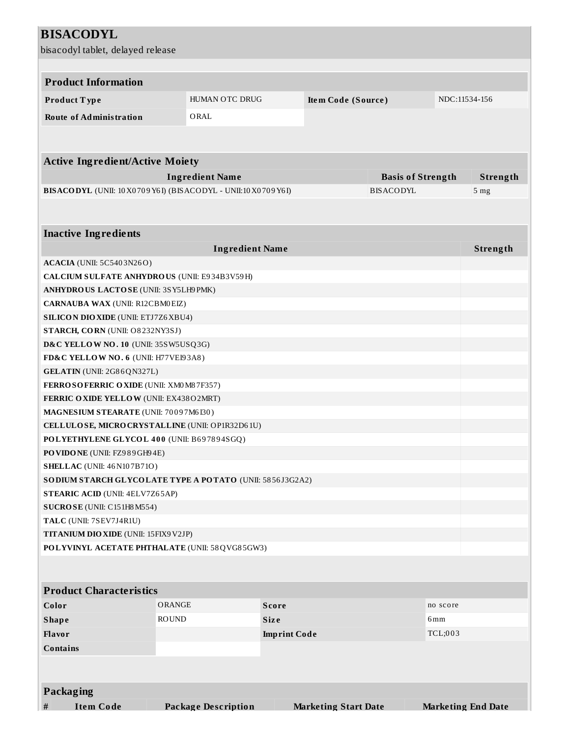# BISACODYL

bisacodyl tablet, delayed release

| Product Information | | | |
|---|---|---|---|
| **Product Type** | HUMAN OTC DRUG | **Item Code (Source)** | NDC:11534-156 |
| **Route of Administration** | ORAL | | |

| Active Ingredient/Active Moiety | | |
|---|---|---|
| **Ingredient Name** | **Basis of Strength** | **Strength** |
| **BISACODYL** (UNII: 10X0709Y6I) (BISACODYL - UNII:10X0709Y6I) | BISACODYL | 5 mg |

| Inactive Ingredients | |
|---|---|
| **Ingredient Name** | **Strength** |
| **ACACIA** (UNII: 5C5403N26O) | |
| **CALCIUM SULFATE ANHYDROUS** (UNII: E934B3V59H) | |
| **ANHYDROUS LACTOSE** (UNII: 3SY5LH9PMK) | |
| **CARNAUBA WAX** (UNII: R12CBM0EIZ) | |
| **SILICON DIOXIDE** (UNII: ETJ7Z6XBU4) | |
| **STARCH, CORN** (UNII: O8232NY3SJ) | |
| **D&C YELLOW NO. 10** (UNII: 35SW5USQ3G) | |
| **FD&C YELLOW NO. 6** (UNII: H77VEI93A8) | |
| **GELATIN** (UNII: 2G86QN327L) | |
| **FERROSOFERRIC OXIDE** (UNII: XM0M87F357) | |
| **FERRIC OXIDE YELLOW** (UNII: EX438O2MRT) | |
| **MAGNESIUM STEARATE** (UNII: 70097M6I30) | |
| **CELLULOSE, MICROCRYSTALLINE** (UNII: OP1R32D61U) | |
| **POLYETHYLENE GLYCOL 400** (UNII: B697894SGQ) | |
| **POVIDONE** (UNII: FZ989GH94E) | |
| **SHELLAC** (UNII: 46N107B71O) | |
| **SODIUM STARCH GLYCOLATE TYPE A POTATO** (UNII: 5856J3G2A2) | |
| **STEARIC ACID** (UNII: 4ELV7Z65AP) | |
| **SUCROSE** (UNII: C151H8M554) | |
| **TALC** (UNII: 7SEV7J4R1U) | |
| **TITANIUM DIOXIDE** (UNII: 15FIX9V2JP) | |
| **POLYVINYL ACETATE PHTHALATE** (UNII: 58QVG85GW3) | |

| Product Characteristics | | | |
|---|---|---|---|
| **Color** | ORANGE | **Score** | no score |
| **Shape** | ROUND | **Size** | 6mm |
| **Flavor** | | **Imprint Code** | TCL;003 |
| **Contains** | | | |

| Packaging | | | | |
|---|---|---|---|---|
| **#** | **Item Code** | **Package Description** | **Marketing Start Date** | **Marketing End Date** |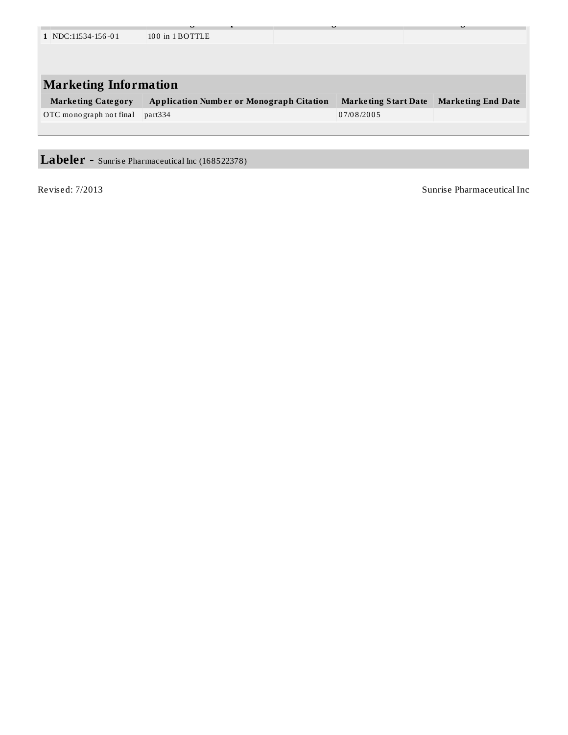| # | Item Code | Package Description | Marketing Start Date | Marketing End Date |
|---|---|---|---|---|
| 1 | NDC:11534-156-01 | 100 in 1 BOTTLE | | |

## Marketing Information

| Marketing Category | Application Number or Monograph Citation | Marketing Start Date | Marketing End Date |
|---|---|---|---|
| OTC monograph not final | part334 | 07/08/2005 | |

## Labeler - Sunrise Pharmaceutical Inc (168522378)

Revised: 7/2013

Sunrise Pharmaceutical Inc